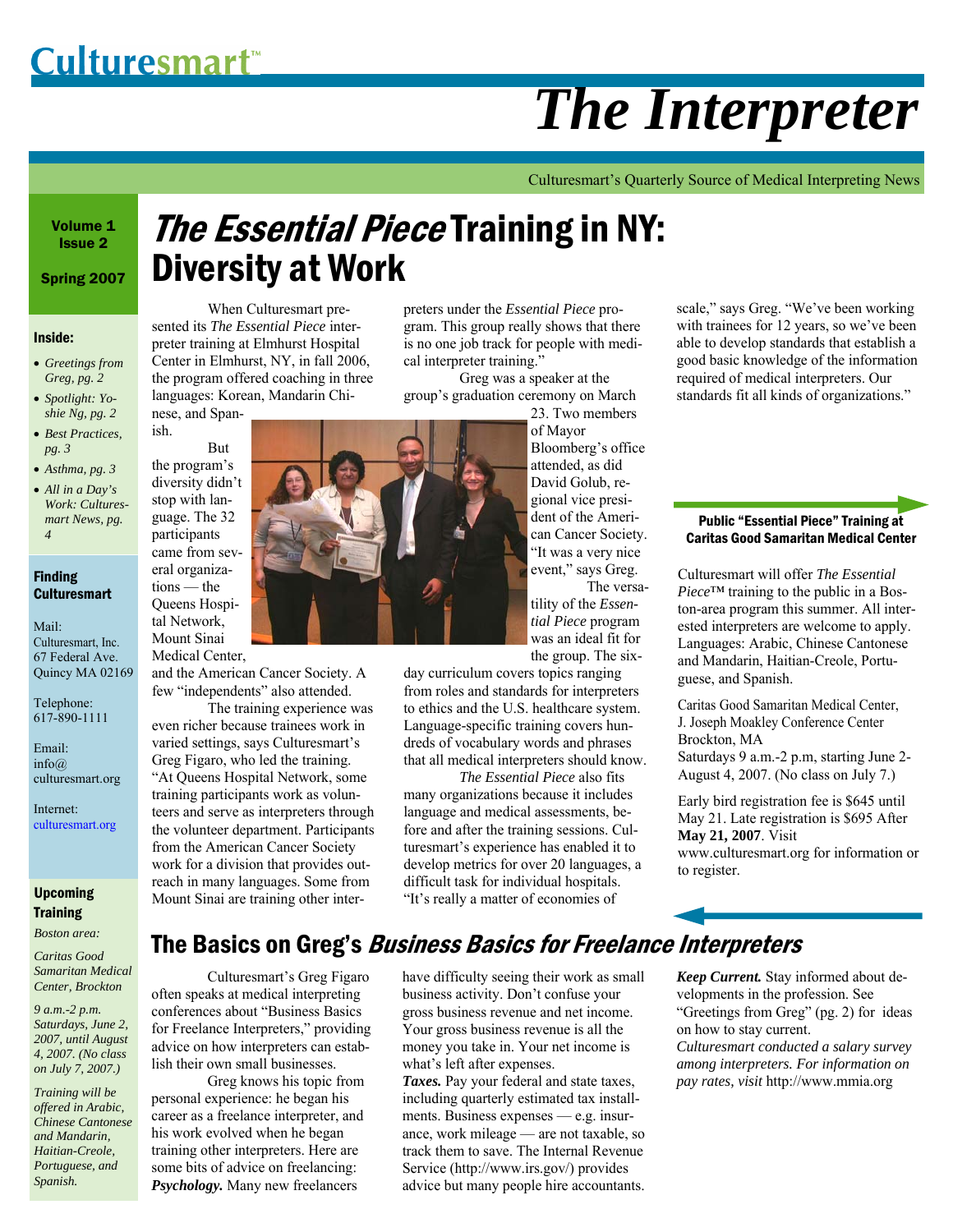# Culturesmart™

# The Interpreter

Culturesmart's Quarterly Source of Medical Interpreting News

Volume 1 Issue 2

Spring 2007

**Inside:**

- *Greetings from Greg, pg. 2*
- *Spotlight: Yoshie Ng, pg. 2*
- *Best Practices, pg. 3*
- *Asthma, pg. 3*
- *All in a Day's Work: Culturesmart News, pg. 4*

**Finding Culturesmart**

Mail:
Culturesmart, Inc.
67 Federal Ave.
Quincy MA 02169

Telephone:
617-890-1111

Email:
info@culturesmart.org

Internet:
culturesmart.org

**Upcoming Training**

*Boston area:*

*Caritas Good Samaritan Medical Center, Brockton*

*9 a.m.-2 p.m. Saturdays, June 2, 2007, until August 4, 2007. (No class on July 7, 2007.)*

*Training will be offered in Arabic, Chinese Cantonese and Mandarin, Haitian-Creole, Portuguese, and Spanish.*

## *The Essential Piece* Training in NY: Diversity at Work

When Culturesmart presented its *The Essential Piece* interpreter training at Elmhurst Hospital Center in Elmhurst, NY, in fall 2006, the program offered coaching in three languages: Korean, Mandarin Chinese, and Spanish.

But the program's diversity didn't stop with language. The 32 participants came from several organizations — the Queens Hospital Network, Mount Sinai Medical Center, and the American Cancer Society. A few "independents" also attended.

The training experience was even richer because trainees work in varied settings, says Culturesmart's Greg Figaro, who led the training. "At Queens Hospital Network, some training participants work as volunteers and serve as interpreters through the volunteer department. Participants from the American Cancer Society work for a division that provides outreach in many languages. Some from Mount Sinai are training other interpreters under the *Essential Piece* program. This group really shows that there is no one job track for people with medical interpreter training."

Greg was a speaker at the group's graduation ceremony on March 23. Two members of Mayor Bloomberg's office attended, as did David Golub, regional vice president of the American Cancer Society. "It was a very nice event," says Greg.

The versatility of the *Essential Piece* program was an ideal fit for the group. The six-day curriculum covers topics ranging from roles and standards for interpreters to ethics and the U.S. healthcare system. Language-specific training covers hundreds of vocabulary words and phrases that all medical interpreters should know.

*The Essential Piece* also fits many organizations because it includes language and medical assessments, before and after the training sessions. Culturesmart's experience has enabled it to develop metrics for over 20 languages, a difficult task for individual hospitals. "It's really a matter of economies of scale," says Greg. "We've been working with trainees for 12 years, so we've been able to develop standards that establish a good basic knowledge of the information required of medical interpreters. Our standards fit all kinds of organizations."

### Public "Essential Piece" Training at Caritas Good Samaritan Medical Center

Culturesmart will offer *The Essential Piece*™ training to the public in a Boston-area program this summer. All interested interpreters are welcome to apply. Languages: Arabic, Chinese Cantonese and Mandarin, Haitian-Creole, Portuguese, and Spanish.

Caritas Good Samaritan Medical Center,
J. Joseph Moakley Conference Center
Brockton, MA
Saturdays 9 a.m.-2 p.m, starting June 2-August 4, 2007. (No class on July 7.)

Early bird registration fee is $645 until May 21. Late registration is $695 After **May 21, 2007**. Visit www.culturesmart.org for information or to register.

## The Basics on Greg's *Business Basics for Freelance Interpreters*

Culturesmart's Greg Figaro often speaks at medical interpreting conferences about "Business Basics for Freelance Interpreters," providing advice on how interpreters can establish their own small businesses.

Greg knows his topic from personal experience: he began his career as a freelance interpreter, and his work evolved when he began training other interpreters. Here are some bits of advice on freelancing:

***Psychology.*** Many new freelancers have difficulty seeing their work as small business activity. Don't confuse your gross business revenue and net income. Your gross business revenue is all the money you take in. Your net income is what's left after expenses.

***Taxes.*** Pay your federal and state taxes, including quarterly estimated tax installments. Business expenses — e.g. insurance, work mileage — are not taxable, so track them to save. The Internal Revenue Service (http://www.irs.gov/) provides advice but many people hire accountants.

***Keep Current.*** Stay informed about developments in the profession. See "Greetings from Greg" (pg. 2) for ideas on how to stay current.

*Culturesmart conducted a salary survey among interpreters. For information on pay rates, visit* http://www.mmia.org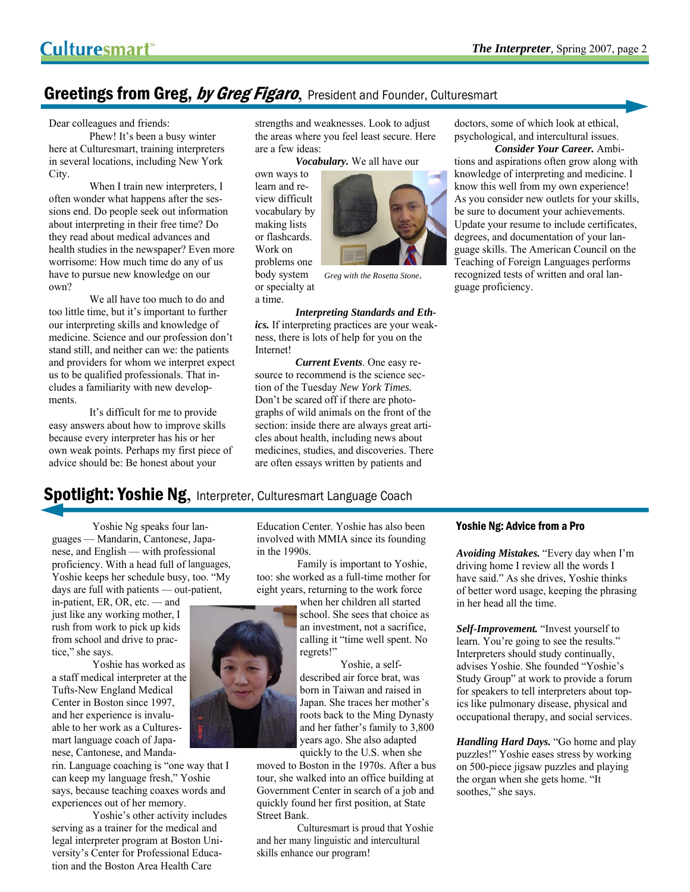## Greetings from Greg, *by Greg Figaro*, President and Founder, Culturesmart

Dear colleagues and friends:

Phew! It's been a busy winter here at Culturesmart, training interpreters in several locations, including New York City.

When I train new interpreters, I often wonder what happens after the sessions end. Do people seek out information about interpreting in their free time? Do they read about medical advances and health studies in the newspaper? Even more worrisome: How much time do any of us have to pursue new knowledge on our own?

We all have too much to do and too little time, but it's important to further our interpreting skills and knowledge of medicine. Science and our profession don't stand still, and neither can we: the patients and providers for whom we interpret expect us to be qualified professionals. That includes a familiarity with new developments.

It's difficult for me to provide easy answers about how to improve skills because every interpreter has his or her own weak points. Perhaps my first piece of advice should be: Be honest about your strengths and weaknesses. Look to adjust the areas where you feel least secure. Here are a few ideas:

***Vocabulary.*** We all have our own ways to learn and review difficult vocabulary by making lists or flashcards. Work on problems one body system or specialty at a time.

*Greg with the Rosetta Stone.*

***Interpreting Standards and Ethics.*** If interpreting practices are your weakness, there is lots of help for you on the Internet!

***Current Events***. One easy resource to recommend is the science section of the Tuesday *New York Times.* Don't be scared off if there are photographs of wild animals on the front of the section: inside there are always great articles about health, including news about medicines, studies, and discoveries. There are often essays written by patients and doctors, some of which look at ethical, psychological, and intercultural issues.

***Consider Your Career.*** Ambitions and aspirations often grow along with knowledge of interpreting and medicine. I know this well from my own experience! As you consider new outlets for your skills, be sure to document your achievements. Update your resume to include certificates, degrees, and documentation of your language skills. The American Council on the Teaching of Foreign Languages performs recognized tests of written and oral language proficiency.

## Spotlight: Yoshie Ng, Interpreter, Culturesmart Language Coach

Yoshie Ng speaks four languages — Mandarin, Cantonese, Japanese, and English — with professional proficiency. With a head full of languages, Yoshie keeps her schedule busy, too. "My days are full with patients — out-patient, in-patient, ER, OR, etc. — and just like any working mother, I rush from work to pick up kids from school and drive to practice," she says.

Yoshie has worked as a staff medical interpreter at the Tufts-New England Medical Center in Boston since 1997, and her experience is invaluable to her work as a Culturesmart language coach of Japanese, Cantonese, and Mandarin. Language coaching is "one way that I can keep my language fresh," Yoshie says, because teaching coaxes words and experiences out of her memory.

Yoshie's other activity includes serving as a trainer for the medical and legal interpreter program at Boston University's Center for Professional Education and the Boston Area Health Care Education Center. Yoshie has also been involved with MMIA since its founding in the 1990s.

Family is important to Yoshie, too: she worked as a full-time mother for eight years, returning to the work force when her children all started school. She sees that choice as an investment, not a sacrifice, calling it "time well spent. No regrets!"

Yoshie, a self-described air force brat, was born in Taiwan and raised in Japan. She traces her mother's roots back to the Ming Dynasty and her father's family to 3,800 years ago. She also adapted quickly to the U.S. when she moved to Boston in the 1970s. After a bus tour, she walked into an office building at Government Center in search of a job and quickly found her first position, at State Street Bank.

Culturesmart is proud that Yoshie and her many linguistic and intercultural skills enhance our program!

### Yoshie Ng: Advice from a Pro

***Avoiding Mistakes.*** "Every day when I'm driving home I review all the words I have said." As she drives, Yoshie thinks of better word usage, keeping the phrasing in her head all the time.

***Self-Improvement.*** "Invest yourself to learn. You're going to see the results." Interpreters should study continually, advises Yoshie. She founded "Yoshie's Study Group" at work to provide a forum for speakers to tell interpreters about topics like pulmonary disease, physical and occupational therapy, and social services.

***Handling Hard Days.*** "Go home and play puzzles!" Yoshie eases stress by working on 500-piece jigsaw puzzles and playing the organ when she gets home. "It soothes," she says.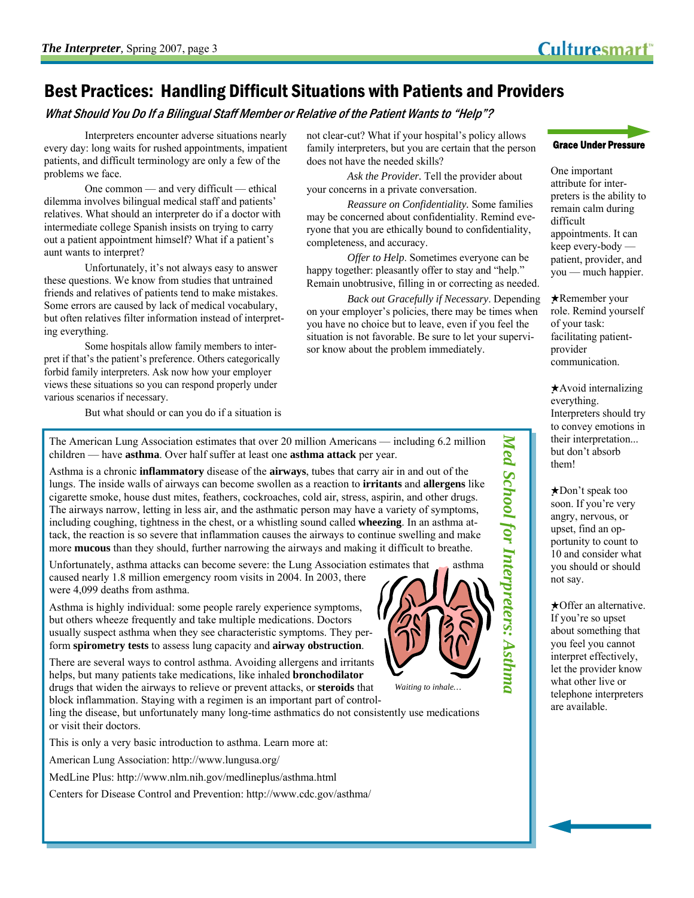## Best Practices: Handling Difficult Situations with Patients and Providers

### *What Should You Do If a Bilingual Staff Member or Relative of the Patient Wants to "Help"?*

Interpreters encounter adverse situations nearly every day: long waits for rushed appointments, impatient patients, and difficult terminology are only a few of the problems we face.

One common — and very difficult — ethical dilemma involves bilingual medical staff and patients' relatives. What should an interpreter do if a doctor with intermediate college Spanish insists on trying to carry out a patient appointment himself? What if a patient's aunt wants to interpret?

Unfortunately, it's not always easy to answer these questions. We know from studies that untrained friends and relatives of patients tend to make mistakes. Some errors are caused by lack of medical vocabulary, but often relatives filter information instead of interpreting everything.

Some hospitals allow family members to interpret if that's the patient's preference. Others categorically forbid family interpreters. Ask now how your employer views these situations so you can respond properly under various scenarios if necessary.

But what should or can you do if a situation is not clear-cut? What if your hospital's policy allows family interpreters, but you are certain that the person does not have the needed skills?

*Ask the Provider.* Tell the provider about your concerns in a private conversation.

*Reassure on Confidentiality.* Some families may be concerned about confidentiality. Remind everyone that you are ethically bound to confidentiality, completeness, and accuracy.

*Offer to Help.* Sometimes everyone can be happy together: pleasantly offer to stay and "help." Remain unobtrusive, filling in or correcting as needed.

*Back out Gracefully if Necessary.* Depending on your employer's policies, there may be times when you have no choice but to leave, even if you feel the situation is not favorable. Be sure to let your supervisor know about the problem immediately.

#### Grace Under Pressure

One important attribute for interpreters is the ability to remain calm during difficult appointments. It can keep every-body — patient, provider, and you — much happier.

★Remember your role. Remind yourself of your task: facilitating patient-provider communication.

★Avoid internalizing everything. Interpreters should try to convey emotions in their interpretation... but don't absorb them!

★Don't speak too soon. If you're very angry, nervous, or upset, find an opportunity to count to 10 and consider what you should or should not say.

★Offer an alternative. If you're so upset about something that you feel you cannot interpret effectively, let the provider know what other live or telephone interpreters are available.

### *Med School for Interpreters: Asthma*

The American Lung Association estimates that over 20 million Americans — including 6.2 million children — have **asthma**. Over half suffer at least one **asthma attack** per year.

Asthma is a chronic **inflammatory** disease of the **airways**, tubes that carry air in and out of the lungs. The inside walls of airways can become swollen as a reaction to **irritants** and **allergens** like cigarette smoke, house dust mites, feathers, cockroaches, cold air, stress, aspirin, and other drugs. The airways narrow, letting in less air, and the asthmatic person may have a variety of symptoms, including coughing, tightness in the chest, or a whistling sound called **wheezing**. In an asthma attack, the reaction is so severe that inflammation causes the airways to continue swelling and make more **mucous** than they should, further narrowing the airways and making it difficult to breathe.

Unfortunately, asthma attacks can become severe: the Lung Association estimates that asthma caused nearly 1.8 million emergency room visits in 2004. In 2003, there were 4,099 deaths from asthma.

Asthma is highly individual: some people rarely experience symptoms, but others wheeze frequently and take multiple medications. Doctors usually suspect asthma when they see characteristic symptoms. They perform **spirometry tests** to assess lung capacity and **airway obstruction**.

There are several ways to control asthma. Avoiding allergens and irritants helps, but many patients take medications, like inhaled **bronchodilator** drugs that widen the airways to relieve or prevent attacks, or **steroids** that block inflammation. Staying with a regimen is an important part of controlling the disease, but unfortunately many long-time asthmatics do not consistently use medications or visit their doctors.

*Waiting to inhale…*

This is only a very basic introduction to asthma. Learn more at:

American Lung Association: http://www.lungusa.org/

MedLine Plus: http://www.nlm.nih.gov/medlineplus/asthma.html

Centers for Disease Control and Prevention: http://www.cdc.gov/asthma/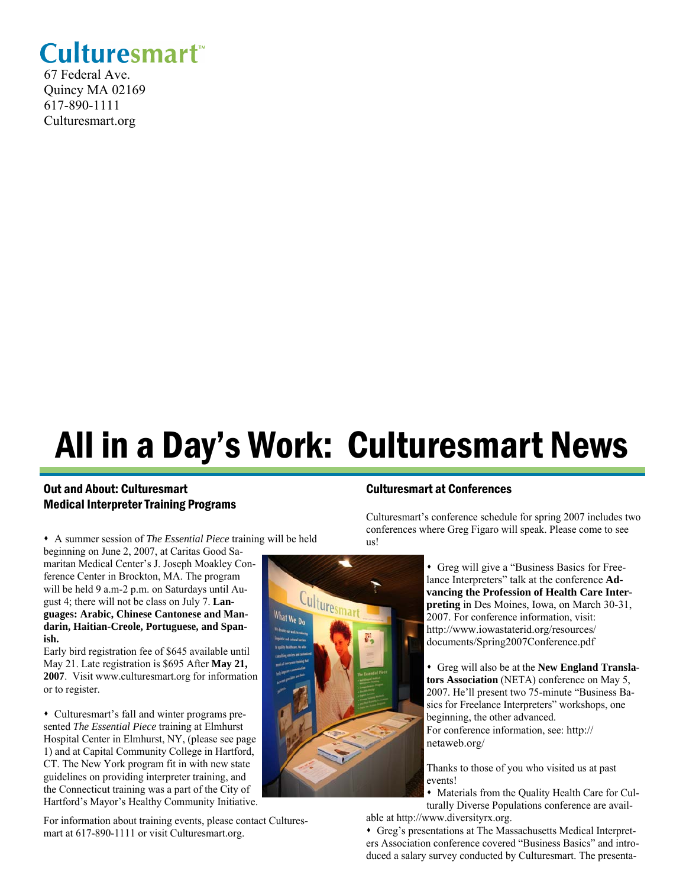# Culturesmart™

67 Federal Ave.
Quincy MA 02169
617-890-1111
Culturesmart.org

# All in a Day's Work: Culturesmart News

## Out and About: Culturesmart Medical Interpreter Training Programs

- A summer session of *The Essential Piece* training will be held beginning on June 2, 2007, at Caritas Good Samaritan Medical Center's J. Joseph Moakley Conference Center in Brockton, MA. The program will be held 9 a.m-2 p.m. on Saturdays until August 4; there will not be class on July 7. **Languages: Arabic, Chinese Cantonese and Mandarin, Haitian-Creole, Portuguese, and Spanish.**

Early bird registration fee of $645 available until May 21. Late registration is $695 After **May 21, 2007**. Visit www.culturesmart.org for information or to register.

- Culturesmart's fall and winter programs presented *The Essential Piece* training at Elmhurst Hospital Center in Elmhurst, NY, (please see page 1) and at Capital Community College in Hartford, CT. The New York program fit in with new state guidelines on providing interpreter training, and the Connecticut training was a part of the City of Hartford's Mayor's Healthy Community Initiative.

For information about training events, please contact Culturesmart at 617-890-1111 or visit Culturesmart.org.

## Culturesmart at Conferences

Culturesmart's conference schedule for spring 2007 includes two conferences where Greg Figaro will speak. Please come to see us!

- Greg will give a "Business Basics for Freelance Interpreters" talk at the conference **Advancing the Profession of Health Care Interpreting** in Des Moines, Iowa, on March 30-31, 2007. For conference information, visit: http://www.iowastaterid.org/resources/documents/Spring2007Conference.pdf

- Greg will also be at the **New England Translators Association** (NETA) conference on May 5, 2007. He'll present two 75-minute "Business Basics for Freelance Interpreters" workshops, one beginning, the other advanced.
For conference information, see: http://netaweb.org/

Thanks to those of you who visited us at past events!

- Materials from the Quality Health Care for Culturally Diverse Populations conference are available at http://www.diversityrx.org.
- Greg's presentations at The Massachusetts Medical Interpreters Association conference covered "Business Basics" and introduced a salary survey conducted by Culturesmart. The presenta-